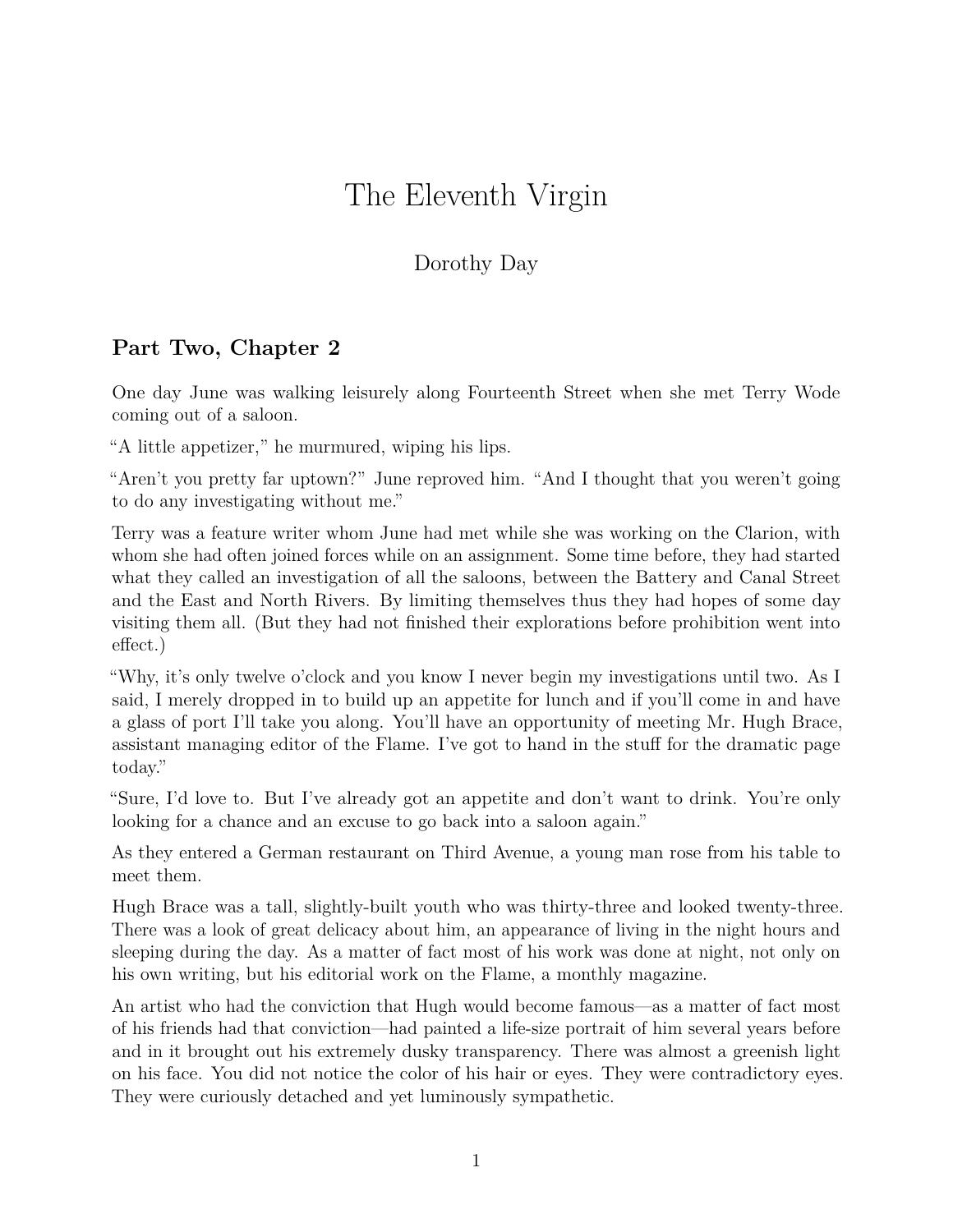# The Eleventh Virgin

Dorothy Day

## Part Two, Chapter 2

One day June was walking leisurely along Fourteenth Street when she met Terry Wode coming out of a saloon.

"A little appetizer," he murmured, wiping his lips.

"Aren't you pretty far uptown?" June reproved him. "And I thought that you weren't going to do any investigating without me."

Terry was a feature writer whom June had met while she was working on the Clarion, with whom she had often joined forces while on an assignment. Some time before, they had started what they called an investigation of all the saloons, between the Battery and Canal Street and the East and North Rivers. By limiting themselves thus they had hopes of some day visiting them all. (But they had not finished their explorations before prohibition went into effect.)

"Why, it's only twelve o'clock and you know I never begin my investigations until two. As I said, I merely dropped in to build up an appetite for lunch and if you'll come in and have a glass of port I'll take you along. You'll have an opportunity of meeting Mr. Hugh Brace, assistant managing editor of the Flame. I've got to hand in the stuff for the dramatic page today."

"Sure, I'd love to. But I've already got an appetite and don't want to drink. You're only looking for a chance and an excuse to go back into a saloon again."

As they entered a German restaurant on Third Avenue, a young man rose from his table to meet them.

Hugh Brace was a tall, slightly-built youth who was thirty-three and looked twenty-three. There was a look of great delicacy about him, an appearance of living in the night hours and sleeping during the day. As a matter of fact most of his work was done at night, not only on his own writing, but his editorial work on the Flame, a monthly magazine.

An artist who had the conviction that Hugh would become famous—as a matter of fact most of his friends had that conviction—had painted a life-size portrait of him several years before and in it brought out his extremely dusky transparency. There was almost a greenish light on his face. You did not notice the color of his hair or eyes. They were contradictory eyes. They were curiously detached and yet luminously sympathetic.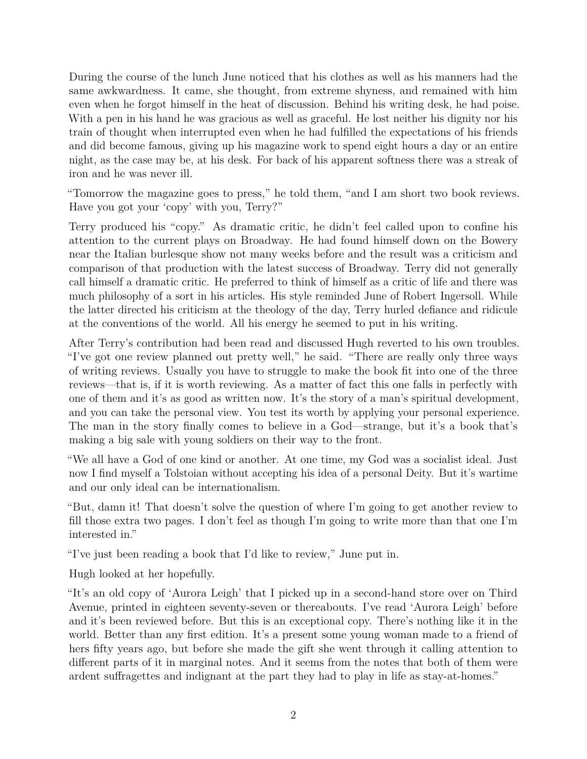During the course of the lunch June noticed that his clothes as well as his manners had the same awkwardness. It came, she thought, from extreme shyness, and remained with him even when he forgot himself in the heat of discussion. Behind his writing desk, he had poise. With a pen in his hand he was gracious as well as graceful. He lost neither his dignity nor his train of thought when interrupted even when he had fulfilled the expectations of his friends and did become famous, giving up his magazine work to spend eight hours a day or an entire night, as the case may be, at his desk. For back of his apparent softness there was a streak of iron and he was never ill.

"Tomorrow the magazine goes to press," he told them, "and I am short two book reviews. Have you got your 'copy' with you, Terry?"

Terry produced his "copy." As dramatic critic, he didn't feel called upon to confine his attention to the current plays on Broadway. He had found himself down on the Bowery near the Italian burlesque show not many weeks before and the result was a criticism and comparison of that production with the latest success of Broadway. Terry did not generally call himself a dramatic critic. He preferred to think of himself as a critic of life and there was much philosophy of a sort in his articles. His style reminded June of Robert Ingersoll. While the latter directed his criticism at the theology of the day, Terry hurled defiance and ridicule at the conventions of the world. All his energy he seemed to put in his writing.

After Terry's contribution had been read and discussed Hugh reverted to his own troubles. "I've got one review planned out pretty well," he said. "There are really only three ways of writing reviews. Usually you have to struggle to make the book fit into one of the three reviews—that is, if it is worth reviewing. As a matter of fact this one falls in perfectly with one of them and it's as good as written now. It's the story of a man's spiritual development, and you can take the personal view. You test its worth by applying your personal experience. The man in the story finally comes to believe in a God—strange, but it's a book that's making a big sale with young soldiers on their way to the front.

"We all have a God of one kind or another. At one time, my God was a socialist ideal. Just now I find myself a Tolstoian without accepting his idea of a personal Deity. But it's wartime and our only ideal can be internationalism.

"But, damn it! That doesn't solve the question of where I'm going to get another review to fill those extra two pages. I don't feel as though I'm going to write more than that one I'm interested in."

"I've just been reading a book that I'd like to review," June put in.

Hugh looked at her hopefully.

"It's an old copy of 'Aurora Leigh' that I picked up in a second-hand store over on Third Avenue, printed in eighteen seventy-seven or thereabouts. I've read 'Aurora Leigh' before and it's been reviewed before. But this is an exceptional copy. There's nothing like it in the world. Better than any first edition. It's a present some young woman made to a friend of hers fifty years ago, but before she made the gift she went through it calling attention to different parts of it in marginal notes. And it seems from the notes that both of them were ardent suffragettes and indignant at the part they had to play in life as stay-at-homes."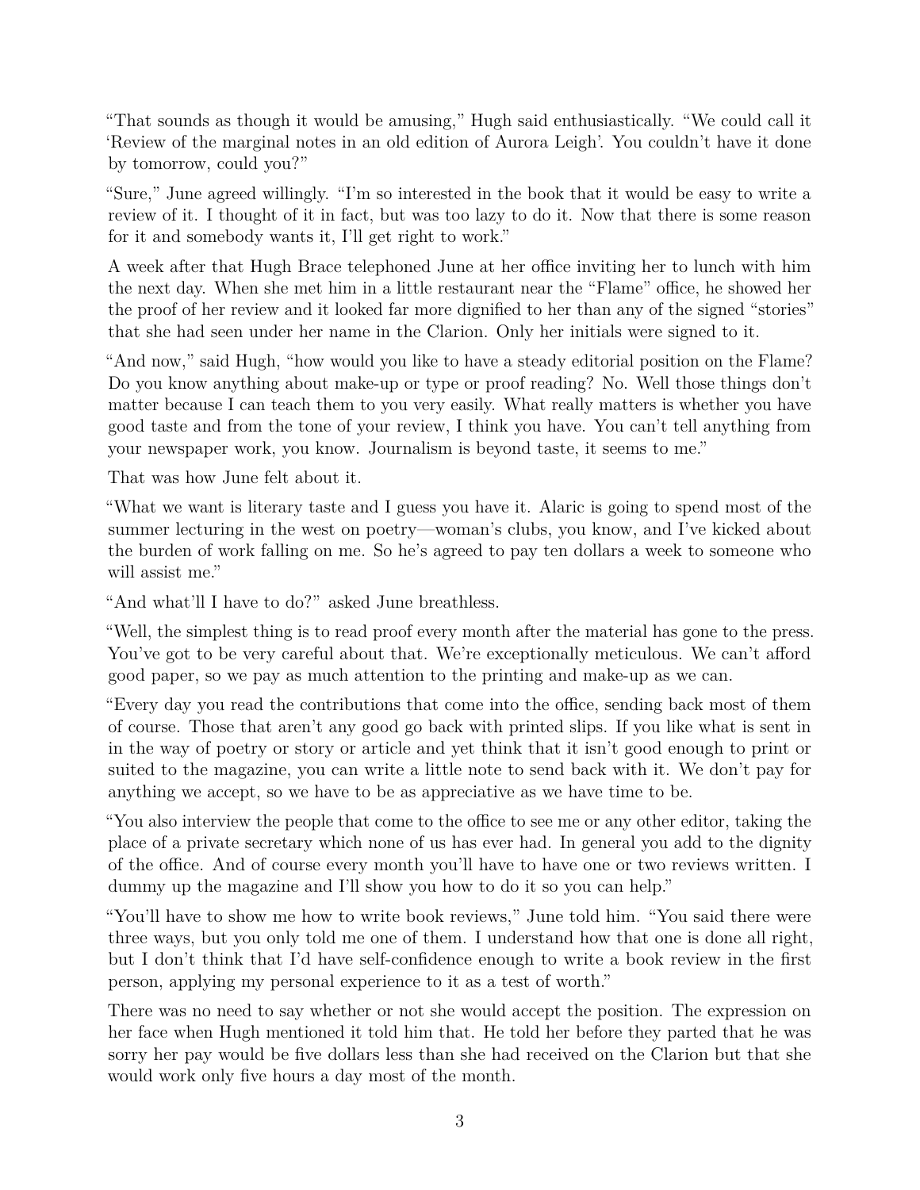"That sounds as though it would be amusing," Hugh said enthusiastically. "We could call it 'Review of the marginal notes in an old edition of Aurora Leigh'. You couldn't have it done by tomorrow, could you?"

"Sure," June agreed willingly. "I'm so interested in the book that it would be easy to write a review of it. I thought of it in fact, but was too lazy to do it. Now that there is some reason for it and somebody wants it, I'll get right to work."

A week after that Hugh Brace telephoned June at her office inviting her to lunch with him the next day. When she met him in a little restaurant near the "Flame" office, he showed her the proof of her review and it looked far more dignified to her than any of the signed "stories" that she had seen under her name in the Clarion. Only her initials were signed to it.

"And now," said Hugh, "how would you like to have a steady editorial position on the Flame? Do you know anything about make-up or type or proof reading? No. Well those things don't matter because I can teach them to you very easily. What really matters is whether you have good taste and from the tone of your review, I think you have. You can't tell anything from your newspaper work, you know. Journalism is beyond taste, it seems to me."

That was how June felt about it.

"What we want is literary taste and I guess you have it. Alaric is going to spend most of the summer lecturing in the west on poetry—woman's clubs, you know, and I've kicked about the burden of work falling on me. So he's agreed to pay ten dollars a week to someone who will assist me."

"And what'll I have to do?" asked June breathless.

"Well, the simplest thing is to read proof every month after the material has gone to the press. You've got to be very careful about that. We're exceptionally meticulous. We can't afford good paper, so we pay as much attention to the printing and make-up as we can.

"Every day you read the contributions that come into the office, sending back most of them of course. Those that aren't any good go back with printed slips. If you like what is sent in in the way of poetry or story or article and yet think that it isn't good enough to print or suited to the magazine, you can write a little note to send back with it. We don't pay for anything we accept, so we have to be as appreciative as we have time to be.

"You also interview the people that come to the office to see me or any other editor, taking the place of a private secretary which none of us has ever had. In general you add to the dignity of the office. And of course every month you'll have to have one or two reviews written. I dummy up the magazine and I'll show you how to do it so you can help."

"You'll have to show me how to write book reviews," June told him. "You said there were three ways, but you only told me one of them. I understand how that one is done all right, but I don't think that I'd have self-confidence enough to write a book review in the first person, applying my personal experience to it as a test of worth."

There was no need to say whether or not she would accept the position. The expression on her face when Hugh mentioned it told him that. He told her before they parted that he was sorry her pay would be five dollars less than she had received on the Clarion but that she would work only five hours a day most of the month.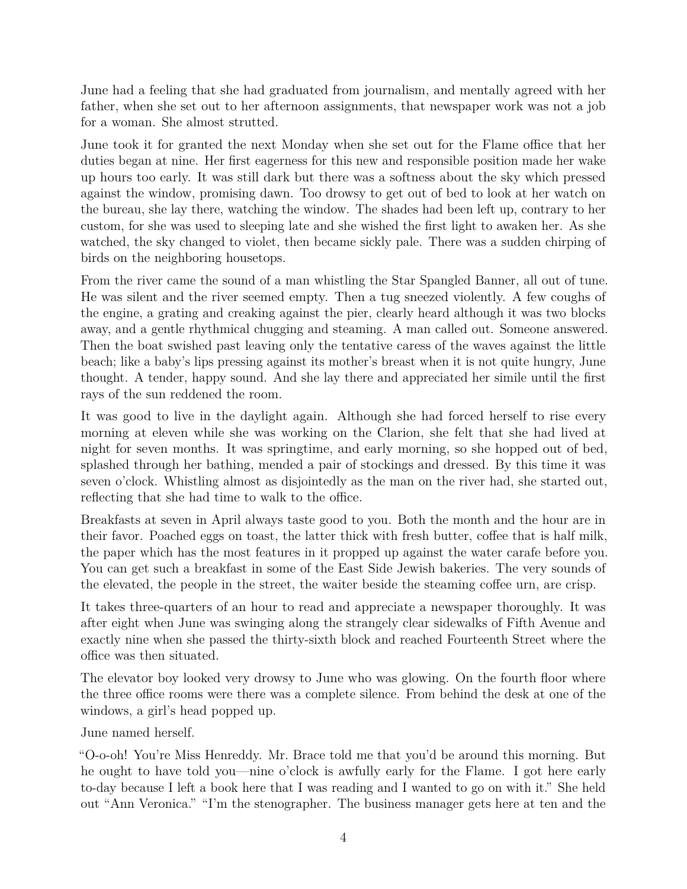June had a feeling that she had graduated from journalism, and mentally agreed with her father, when she set out to her afternoon assignments, that newspaper work was not a job for a woman. She almost strutted.

June took it for granted the next Monday when she set out for the Flame office that her duties began at nine. Her first eagerness for this new and responsible position made her wake up hours too early. It was still dark but there was a softness about the sky which pressed against the window, promising dawn. Too drowsy to get out of bed to look at her watch on the bureau, she lay there, watching the window. The shades had been left up, contrary to her custom, for she was used to sleeping late and she wished the first light to awaken her. As she watched, the sky changed to violet, then became sickly pale. There was a sudden chirping of birds on the neighboring housetops.

From the river came the sound of a man whistling the Star Spangled Banner, all out of tune. He was silent and the river seemed empty. Then a tug sneezed violently. A few coughs of the engine, a grating and creaking against the pier, clearly heard although it was two blocks away, and a gentle rhythmical chugging and steaming. A man called out. Someone answered. Then the boat swished past leaving only the tentative caress of the waves against the little beach; like a baby's lips pressing against its mother's breast when it is not quite hungry, June thought. A tender, happy sound. And she lay there and appreciated her simile until the first rays of the sun reddened the room.

It was good to live in the daylight again. Although she had forced herself to rise every morning at eleven while she was working on the Clarion, she felt that she had lived at night for seven months. It was springtime, and early morning, so she hopped out of bed, splashed through her bathing, mended a pair of stockings and dressed. By this time it was seven o'clock. Whistling almost as disjointedly as the man on the river had, she started out, reflecting that she had time to walk to the office.

Breakfasts at seven in April always taste good to you. Both the month and the hour are in their favor. Poached eggs on toast, the latter thick with fresh butter, coffee that is half milk, the paper which has the most features in it propped up against the water carafe before you. You can get such a breakfast in some of the East Side Jewish bakeries. The very sounds of the elevated, the people in the street, the waiter beside the steaming coffee urn, are crisp.

It takes three-quarters of an hour to read and appreciate a newspaper thoroughly. It was after eight when June was swinging along the strangely clear sidewalks of Fifth Avenue and exactly nine when she passed the thirty-sixth block and reached Fourteenth Street where the office was then situated.

The elevator boy looked very drowsy to June who was glowing. On the fourth floor where the three office rooms were there was a complete silence. From behind the desk at one of the windows, a girl's head popped up.

June named herself.

"O-o-oh! You're Miss Henreddy. Mr. Brace told me that you'd be around this morning. But he ought to have told you—nine o'clock is awfully early for the Flame. I got here early to-day because I left a book here that I was reading and I wanted to go on with it." She held out "Ann Veronica." "I'm the stenographer. The business manager gets here at ten and the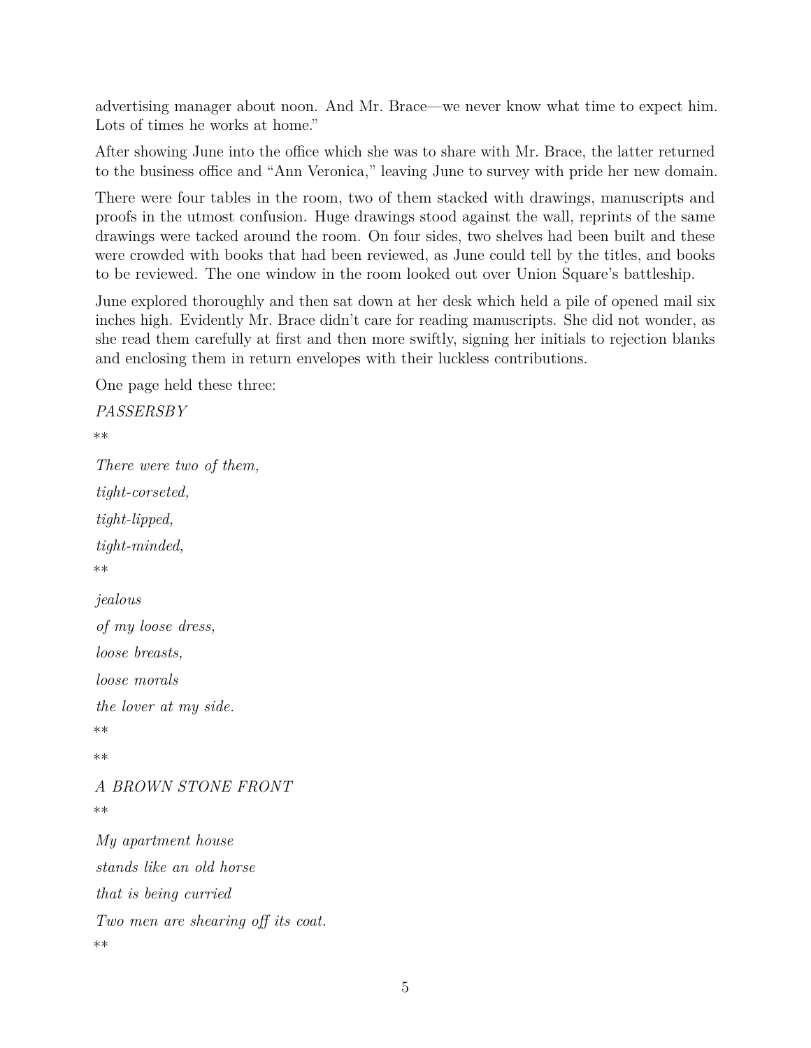advertising manager about noon. And Mr. Brace—we never know what time to expect him. Lots of times he works at home."

After showing June into the office which she was to share with Mr. Brace, the latter returned to the business office and "Ann Veronica," leaving June to survey with pride her new domain.

There were four tables in the room, two of them stacked with drawings, manuscripts and proofs in the utmost confusion. Huge drawings stood against the wall, reprints of the same drawings were tacked around the room. On four sides, two shelves had been built and these were crowded with books that had been reviewed, as June could tell by the titles, and books to be reviewed. The one window in the room looked out over Union Square's battleship.

June explored thoroughly and then sat down at her desk which held a pile of opened mail six inches high. Evidently Mr. Brace didn't care for reading manuscripts. She did not wonder, as she read them carefully at first and then more swiftly, signing her initials to rejection blanks and enclosing them in return envelopes with their luckless contributions.

One page held these three:

*PASSERSBY*

**

*There were two of them,*

*tight-corseted,*

*tight-lipped,*

*tight-minded,*

**

*jealous*

*of my loose dress,*

*loose breasts,*

*loose morals*

*the lover at my side.*

**

**

*A BROWN STONE FRONT*

**

*My apartment house*

*stands like an old horse*

*that is being curried*

*Two men are shearing off its coat.*

**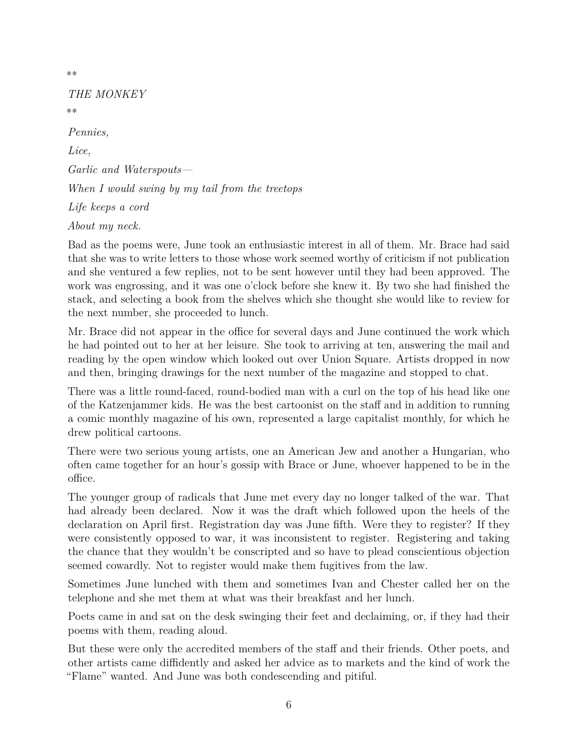**

*THE MONKEY*

**

*Pennies,*

*Lice,*

*Garlic and Waterspouts—*

*When I would swing by my tail from the treetops*

*Life keeps a cord*

*About my neck.*

Bad as the poems were, June took an enthusiastic interest in all of them. Mr. Brace had said that she was to write letters to those whose work seemed worthy of criticism if not publication and she ventured a few replies, not to be sent however until they had been approved. The work was engrossing, and it was one o'clock before she knew it. By two she had finished the stack, and selecting a book from the shelves which she thought she would like to review for the next number, she proceeded to lunch.

Mr. Brace did not appear in the office for several days and June continued the work which he had pointed out to her at her leisure. She took to arriving at ten, answering the mail and reading by the open window which looked out over Union Square. Artists dropped in now and then, bringing drawings for the next number of the magazine and stopped to chat.

There was a little round-faced, round-bodied man with a curl on the top of his head like one of the Katzenjammer kids. He was the best cartoonist on the staff and in addition to running a comic monthly magazine of his own, represented a large capitalist monthly, for which he drew political cartoons.

There were two serious young artists, one an American Jew and another a Hungarian, who often came together for an hour's gossip with Brace or June, whoever happened to be in the office.

The younger group of radicals that June met every day no longer talked of the war. That had already been declared. Now it was the draft which followed upon the heels of the declaration on April first. Registration day was June fifth. Were they to register? If they were consistently opposed to war, it was inconsistent to register. Registering and taking the chance that they wouldn't be conscripted and so have to plead conscientious objection seemed cowardly. Not to register would make them fugitives from the law.

Sometimes June lunched with them and sometimes Ivan and Chester called her on the telephone and she met them at what was their breakfast and her lunch.

Poets came in and sat on the desk swinging their feet and declaiming, or, if they had their poems with them, reading aloud.

But these were only the accredited members of the staff and their friends. Other poets, and other artists came diffidently and asked her advice as to markets and the kind of work the "Flame" wanted. And June was both condescending and pitiful.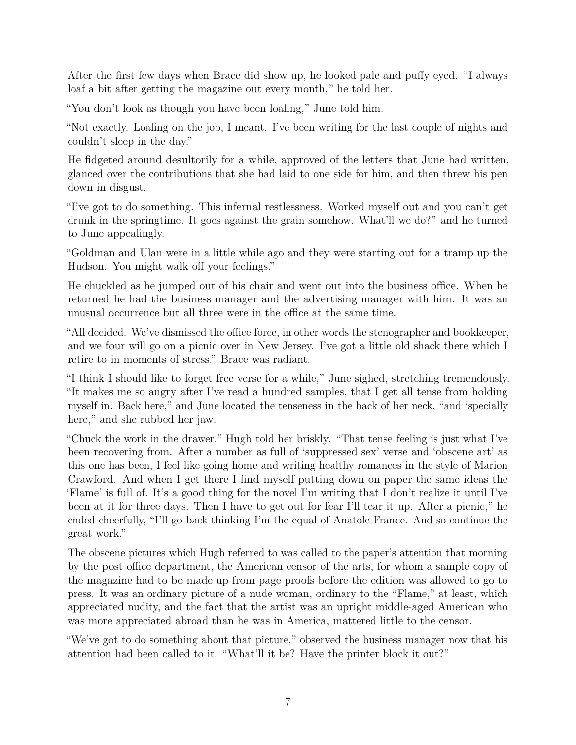After the first few days when Brace did show up, he looked pale and puffy eyed. “I always loaf a bit after getting the magazine out every month,” he told her.

“You don’t look as though you have been loafing,” June told him.

“Not exactly. Loafing on the job, I meant. I’ve been writing for the last couple of nights and couldn’t sleep in the day.”

He fidgeted around desultorily for a while, approved of the letters that June had written, glanced over the contributions that she had laid to one side for him, and then threw his pen down in disgust.

“I’ve got to do something. This infernal restlessness. Worked myself out and you can’t get drunk in the springtime. It goes against the grain somehow. What’ll we do?” and he turned to June appealingly.

“Goldman and Ulan were in a little while ago and they were starting out for a tramp up the Hudson. You might walk off your feelings.”

He chuckled as he jumped out of his chair and went out into the business office. When he returned he had the business manager and the advertising manager with him. It was an unusual occurrence but all three were in the office at the same time.

“All decided. We’ve dismissed the office force, in other words the stenographer and bookkeeper, and we four will go on a picnic over in New Jersey. I’ve got a little old shack there which I retire to in moments of stress.” Brace was radiant.

“I think I should like to forget free verse for a while,” June sighed, stretching tremendously. “It makes me so angry after I’ve read a hundred samples, that I get all tense from holding myself in. Back here,” and June located the tenseness in the back of her neck, “and ‘specially here,” and she rubbed her jaw.

“Chuck the work in the drawer,” Hugh told her briskly. “That tense feeling is just what I’ve been recovering from. After a number as full of ‘suppressed sex’ verse and ‘obscene art’ as this one has been, I feel like going home and writing healthy romances in the style of Marion Crawford. And when I get there I find myself putting down on paper the same ideas the ‘Flame’ is full of. It’s a good thing for the novel I’m writing that I don’t realize it until I’ve been at it for three days. Then I have to get out for fear I’ll tear it up. After a picnic,” he ended cheerfully, “I’ll go back thinking I’m the equal of Anatole France. And so continue the great work.”

The obscene pictures which Hugh referred to was called to the paper’s attention that morning by the post office department, the American censor of the arts, for whom a sample copy of the magazine had to be made up from page proofs before the edition was allowed to go to press. It was an ordinary picture of a nude woman, ordinary to the “Flame,” at least, which appreciated nudity, and the fact that the artist was an upright middle-aged American who was more appreciated abroad than he was in America, mattered little to the censor.

“We’ve got to do something about that picture,” observed the business manager now that his attention had been called to it. “What’ll it be? Have the printer block it out?”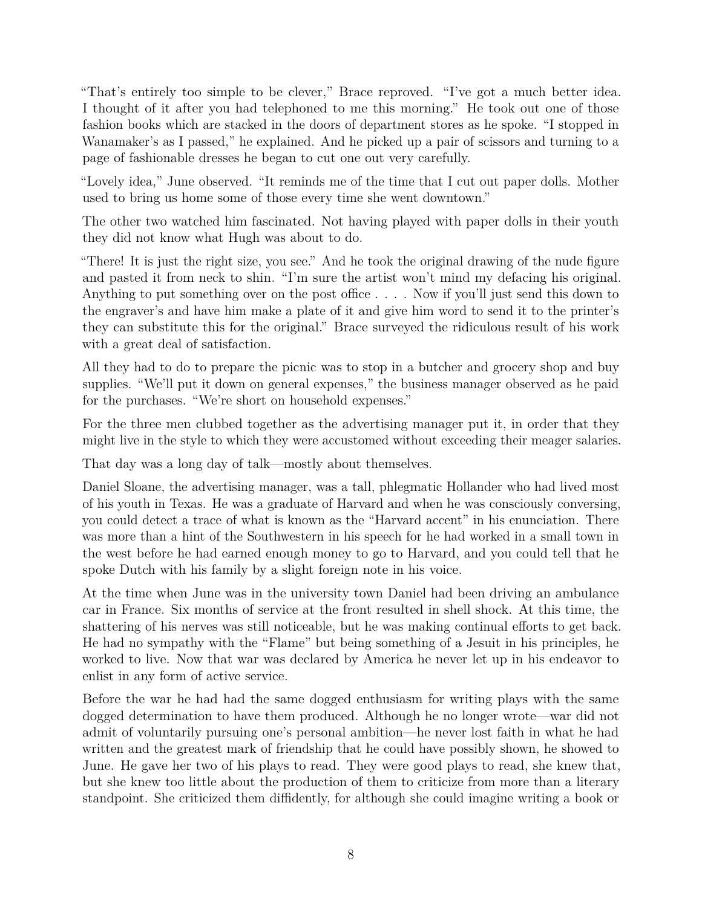"That's entirely too simple to be clever," Brace reproved. "I've got a much better idea. I thought of it after you had telephoned to me this morning." He took out one of those fashion books which are stacked in the doors of department stores as he spoke. "I stopped in Wanamaker's as I passed," he explained. And he picked up a pair of scissors and turning to a page of fashionable dresses he began to cut one out very carefully.

"Lovely idea," June observed. "It reminds me of the time that I cut out paper dolls. Mother used to bring us home some of those every time she went downtown."

The other two watched him fascinated. Not having played with paper dolls in their youth they did not know what Hugh was about to do.

"There! It is just the right size, you see." And he took the original drawing of the nude figure and pasted it from neck to shin. "I'm sure the artist won't mind my defacing his original. Anything to put something over on the post office . . . . Now if you'll just send this down to the engraver's and have him make a plate of it and give him word to send it to the printer's they can substitute this for the original." Brace surveyed the ridiculous result of his work with a great deal of satisfaction.

All they had to do to prepare the picnic was to stop in a butcher and grocery shop and buy supplies. "We'll put it down on general expenses," the business manager observed as he paid for the purchases. "We're short on household expenses."

For the three men clubbed together as the advertising manager put it, in order that they might live in the style to which they were accustomed without exceeding their meager salaries.

That day was a long day of talk—mostly about themselves.

Daniel Sloane, the advertising manager, was a tall, phlegmatic Hollander who had lived most of his youth in Texas. He was a graduate of Harvard and when he was consciously conversing, you could detect a trace of what is known as the "Harvard accent" in his enunciation. There was more than a hint of the Southwestern in his speech for he had worked in a small town in the west before he had earned enough money to go to Harvard, and you could tell that he spoke Dutch with his family by a slight foreign note in his voice.

At the time when June was in the university town Daniel had been driving an ambulance car in France. Six months of service at the front resulted in shell shock. At this time, the shattering of his nerves was still noticeable, but he was making continual efforts to get back. He had no sympathy with the "Flame" but being something of a Jesuit in his principles, he worked to live. Now that war was declared by America he never let up in his endeavor to enlist in any form of active service.

Before the war he had had the same dogged enthusiasm for writing plays with the same dogged determination to have them produced. Although he no longer wrote—war did not admit of voluntarily pursuing one's personal ambition—he never lost faith in what he had written and the greatest mark of friendship that he could have possibly shown, he showed to June. He gave her two of his plays to read. They were good plays to read, she knew that, but she knew too little about the production of them to criticize from more than a literary standpoint. She criticized them diffidently, for although she could imagine writing a book or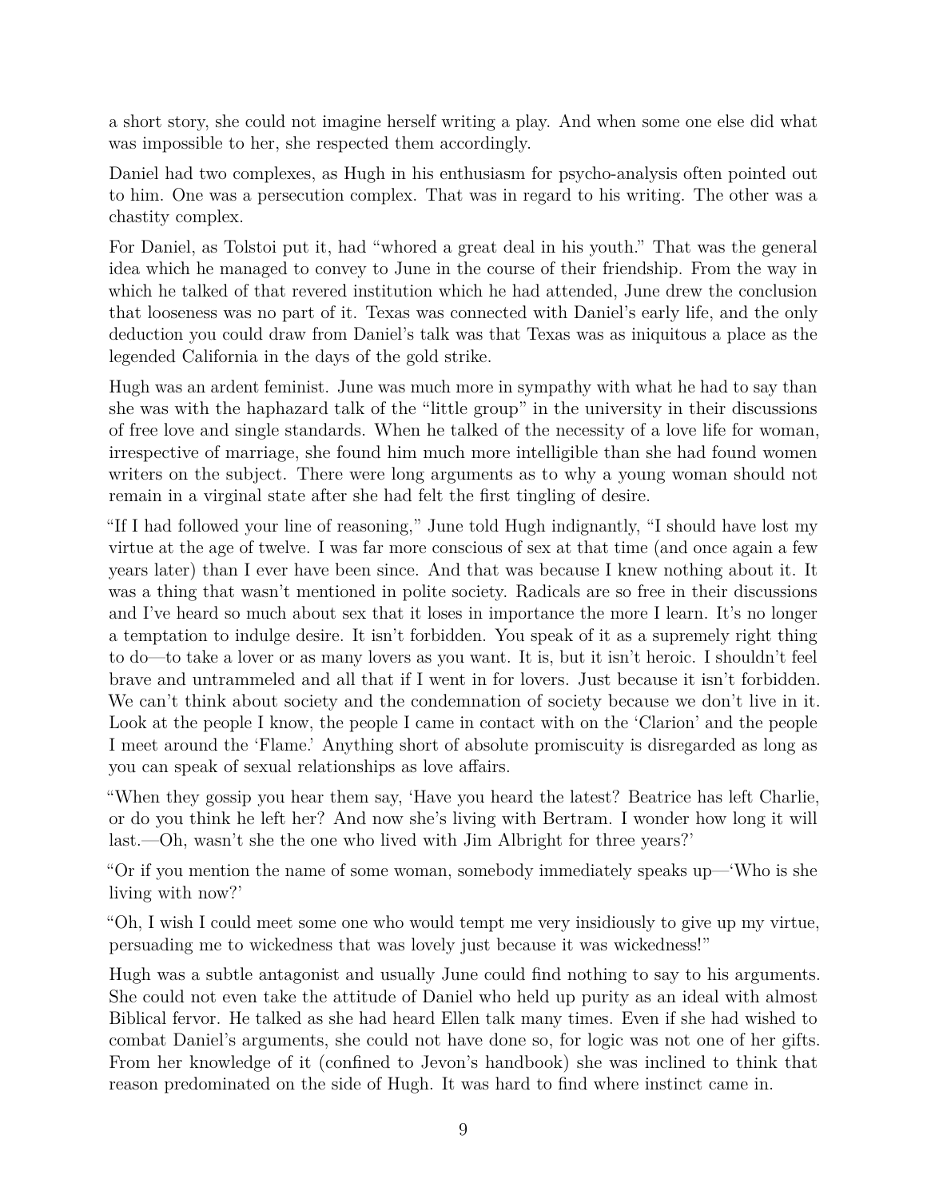a short story, she could not imagine herself writing a play. And when some one else did what was impossible to her, she respected them accordingly.

Daniel had two complexes, as Hugh in his enthusiasm for psycho-analysis often pointed out to him. One was a persecution complex. That was in regard to his writing. The other was a chastity complex.

For Daniel, as Tolstoi put it, had "whored a great deal in his youth." That was the general idea which he managed to convey to June in the course of their friendship. From the way in which he talked of that revered institution which he had attended, June drew the conclusion that looseness was no part of it. Texas was connected with Daniel's early life, and the only deduction you could draw from Daniel's talk was that Texas was as iniquitous a place as the legended California in the days of the gold strike.

Hugh was an ardent feminist. June was much more in sympathy with what he had to say than she was with the haphazard talk of the "little group" in the university in their discussions of free love and single standards. When he talked of the necessity of a love life for woman, irrespective of marriage, she found him much more intelligible than she had found women writers on the subject. There were long arguments as to why a young woman should not remain in a virginal state after she had felt the first tingling of desire.

"If I had followed your line of reasoning," June told Hugh indignantly, "I should have lost my virtue at the age of twelve. I was far more conscious of sex at that time (and once again a few years later) than I ever have been since. And that was because I knew nothing about it. It was a thing that wasn't mentioned in polite society. Radicals are so free in their discussions and I've heard so much about sex that it loses in importance the more I learn. It's no longer a temptation to indulge desire. It isn't forbidden. You speak of it as a supremely right thing to do—to take a lover or as many lovers as you want. It is, but it isn't heroic. I shouldn't feel brave and untrammeled and all that if I went in for lovers. Just because it isn't forbidden. We can't think about society and the condemnation of society because we don't live in it. Look at the people I know, the people I came in contact with on the 'Clarion' and the people I meet around the 'Flame.' Anything short of absolute promiscuity is disregarded as long as you can speak of sexual relationships as love affairs.

"When they gossip you hear them say, 'Have you heard the latest? Beatrice has left Charlie, or do you think he left her? And now she's living with Bertram. I wonder how long it will last.—Oh, wasn't she the one who lived with Jim Albright for three years?'

"Or if you mention the name of some woman, somebody immediately speaks up—'Who is she living with now?'

"Oh, I wish I could meet some one who would tempt me very insidiously to give up my virtue, persuading me to wickedness that was lovely just because it was wickedness!"

Hugh was a subtle antagonist and usually June could find nothing to say to his arguments. She could not even take the attitude of Daniel who held up purity as an ideal with almost Biblical fervor. He talked as she had heard Ellen talk many times. Even if she had wished to combat Daniel's arguments, she could not have done so, for logic was not one of her gifts. From her knowledge of it (confined to Jevon's handbook) she was inclined to think that reason predominated on the side of Hugh. It was hard to find where instinct came in.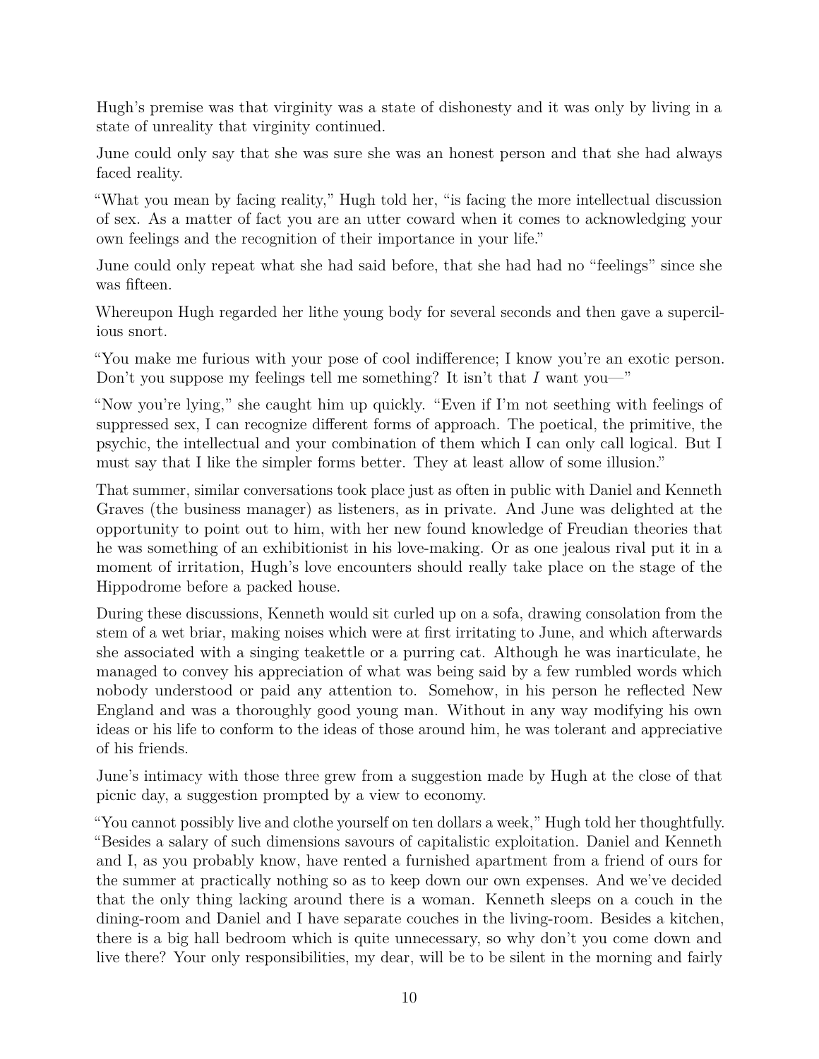Hugh's premise was that virginity was a state of dishonesty and it was only by living in a state of unreality that virginity continued.

June could only say that she was sure she was an honest person and that she had always faced reality.

"What you mean by facing reality," Hugh told her, "is facing the more intellectual discussion of sex. As a matter of fact you are an utter coward when it comes to acknowledging your own feelings and the recognition of their importance in your life."

June could only repeat what she had said before, that she had had no "feelings" since she was fifteen.

Whereupon Hugh regarded her lithe young body for several seconds and then gave a supercilious snort.

"You make me furious with your pose of cool indifference; I know you're an exotic person. Don't you suppose my feelings tell me something? It isn't that *I* want you—"

"Now you're lying," she caught him up quickly. "Even if I'm not seething with feelings of suppressed sex, I can recognize different forms of approach. The poetical, the primitive, the psychic, the intellectual and your combination of them which I can only call logical. But I must say that I like the simpler forms better. They at least allow of some illusion."

That summer, similar conversations took place just as often in public with Daniel and Kenneth Graves (the business manager) as listeners, as in private. And June was delighted at the opportunity to point out to him, with her new found knowledge of Freudian theories that he was something of an exhibitionist in his love-making. Or as one jealous rival put it in a moment of irritation, Hugh's love encounters should really take place on the stage of the Hippodrome before a packed house.

During these discussions, Kenneth would sit curled up on a sofa, drawing consolation from the stem of a wet briar, making noises which were at first irritating to June, and which afterwards she associated with a singing teakettle or a purring cat. Although he was inarticulate, he managed to convey his appreciation of what was being said by a few rumbled words which nobody understood or paid any attention to. Somehow, in his person he reflected New England and was a thoroughly good young man. Without in any way modifying his own ideas or his life to conform to the ideas of those around him, he was tolerant and appreciative of his friends.

June's intimacy with those three grew from a suggestion made by Hugh at the close of that picnic day, a suggestion prompted by a view to economy.

"You cannot possibly live and clothe yourself on ten dollars a week," Hugh told her thoughtfully. "Besides a salary of such dimensions savours of capitalistic exploitation. Daniel and Kenneth and I, as you probably know, have rented a furnished apartment from a friend of ours for the summer at practically nothing so as to keep down our own expenses. And we've decided that the only thing lacking around there is a woman. Kenneth sleeps on a couch in the dining-room and Daniel and I have separate couches in the living-room. Besides a kitchen, there is a big hall bedroom which is quite unnecessary, so why don't you come down and live there? Your only responsibilities, my dear, will be to be silent in the morning and fairly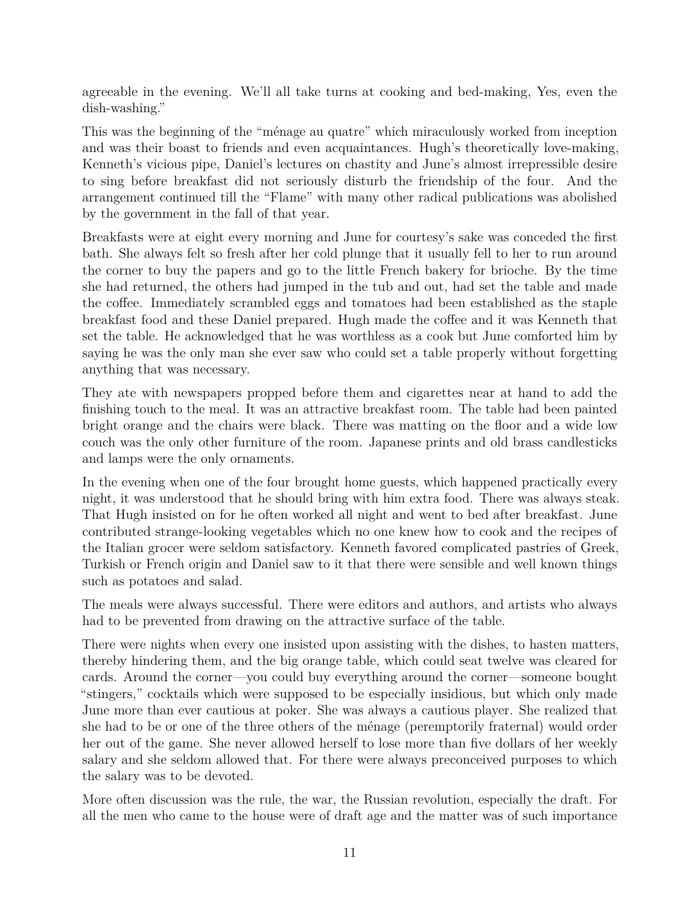agreeable in the evening. We'll all take turns at cooking and bed-making, Yes, even the dish-washing."

This was the beginning of the "ménage au quatre" which miraculously worked from inception and was their boast to friends and even acquaintances. Hugh's theoretically love-making, Kenneth's vicious pipe, Daniel's lectures on chastity and June's almost irrepressible desire to sing before breakfast did not seriously disturb the friendship of the four. And the arrangement continued till the "Flame" with many other radical publications was abolished by the government in the fall of that year.

Breakfasts were at eight every morning and June for courtesy's sake was conceded the first bath. She always felt so fresh after her cold plunge that it usually fell to her to run around the corner to buy the papers and go to the little French bakery for brioche. By the time she had returned, the others had jumped in the tub and out, had set the table and made the coffee. Immediately scrambled eggs and tomatoes had been established as the staple breakfast food and these Daniel prepared. Hugh made the coffee and it was Kenneth that set the table. He acknowledged that he was worthless as a cook but June comforted him by saying he was the only man she ever saw who could set a table properly without forgetting anything that was necessary.

They ate with newspapers propped before them and cigarettes near at hand to add the finishing touch to the meal. It was an attractive breakfast room. The table had been painted bright orange and the chairs were black. There was matting on the floor and a wide low couch was the only other furniture of the room. Japanese prints and old brass candlesticks and lamps were the only ornaments.

In the evening when one of the four brought home guests, which happened practically every night, it was understood that he should bring with him extra food. There was always steak. That Hugh insisted on for he often worked all night and went to bed after breakfast. June contributed strange-looking vegetables which no one knew how to cook and the recipes of the Italian grocer were seldom satisfactory. Kenneth favored complicated pastries of Greek, Turkish or French origin and Daniel saw to it that there were sensible and well known things such as potatoes and salad.

The meals were always successful. There were editors and authors, and artists who always had to be prevented from drawing on the attractive surface of the table.

There were nights when every one insisted upon assisting with the dishes, to hasten matters, thereby hindering them, and the big orange table, which could seat twelve was cleared for cards. Around the corner—you could buy everything around the corner—someone bought "stingers," cocktails which were supposed to be especially insidious, but which only made June more than ever cautious at poker. She was always a cautious player. She realized that she had to be or one of the three others of the ménage (peremptorily fraternal) would order her out of the game. She never allowed herself to lose more than five dollars of her weekly salary and she seldom allowed that. For there were always preconceived purposes to which the salary was to be devoted.

More often discussion was the rule, the war, the Russian revolution, especially the draft. For all the men who came to the house were of draft age and the matter was of such importance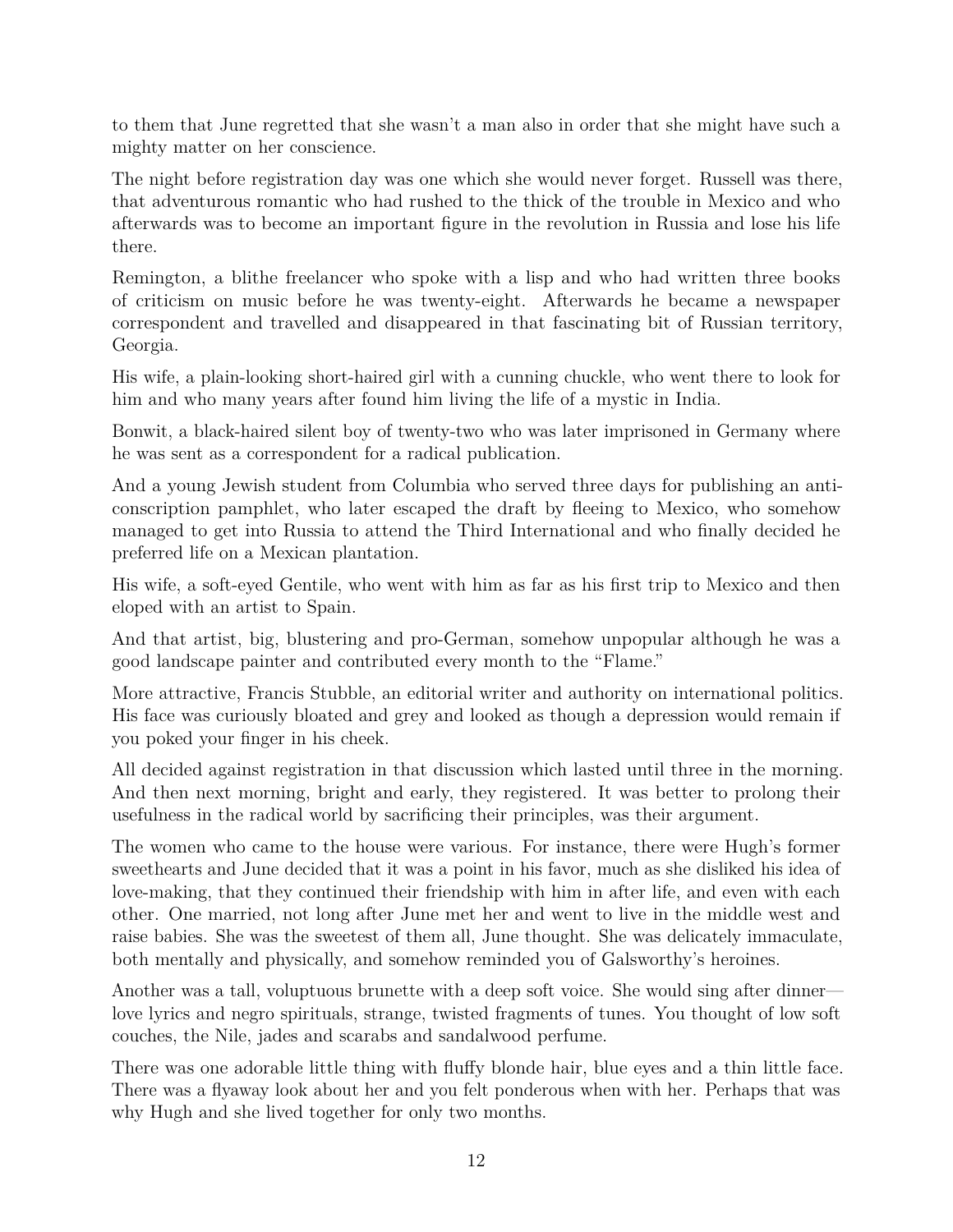to them that June regretted that she wasn't a man also in order that she might have such a mighty matter on her conscience.

The night before registration day was one which she would never forget. Russell was there, that adventurous romantic who had rushed to the thick of the trouble in Mexico and who afterwards was to become an important figure in the revolution in Russia and lose his life there.

Remington, a blithe freelancer who spoke with a lisp and who had written three books of criticism on music before he was twenty-eight. Afterwards he became a newspaper correspondent and travelled and disappeared in that fascinating bit of Russian territory, Georgia.

His wife, a plain-looking short-haired girl with a cunning chuckle, who went there to look for him and who many years after found him living the life of a mystic in India.

Bonwit, a black-haired silent boy of twenty-two who was later imprisoned in Germany where he was sent as a correspondent for a radical publication.

And a young Jewish student from Columbia who served three days for publishing an anti-conscription pamphlet, who later escaped the draft by fleeing to Mexico, who somehow managed to get into Russia to attend the Third International and who finally decided he preferred life on a Mexican plantation.

His wife, a soft-eyed Gentile, who went with him as far as his first trip to Mexico and then eloped with an artist to Spain.

And that artist, big, blustering and pro-German, somehow unpopular although he was a good landscape painter and contributed every month to the "Flame."

More attractive, Francis Stubble, an editorial writer and authority on international politics. His face was curiously bloated and grey and looked as though a depression would remain if you poked your finger in his cheek.

All decided against registration in that discussion which lasted until three in the morning. And then next morning, bright and early, they registered. It was better to prolong their usefulness in the radical world by sacrificing their principles, was their argument.

The women who came to the house were various. For instance, there were Hugh's former sweethearts and June decided that it was a point in his favor, much as she disliked his idea of love-making, that they continued their friendship with him in after life, and even with each other. One married, not long after June met her and went to live in the middle west and raise babies. She was the sweetest of them all, June thought. She was delicately immaculate, both mentally and physically, and somehow reminded you of Galsworthy's heroines.

Another was a tall, voluptuous brunette with a deep soft voice. She would sing after dinner—love lyrics and negro spirituals, strange, twisted fragments of tunes. You thought of low soft couches, the Nile, jades and scarabs and sandalwood perfume.

There was one adorable little thing with fluffy blonde hair, blue eyes and a thin little face. There was a flyaway look about her and you felt ponderous when with her. Perhaps that was why Hugh and she lived together for only two months.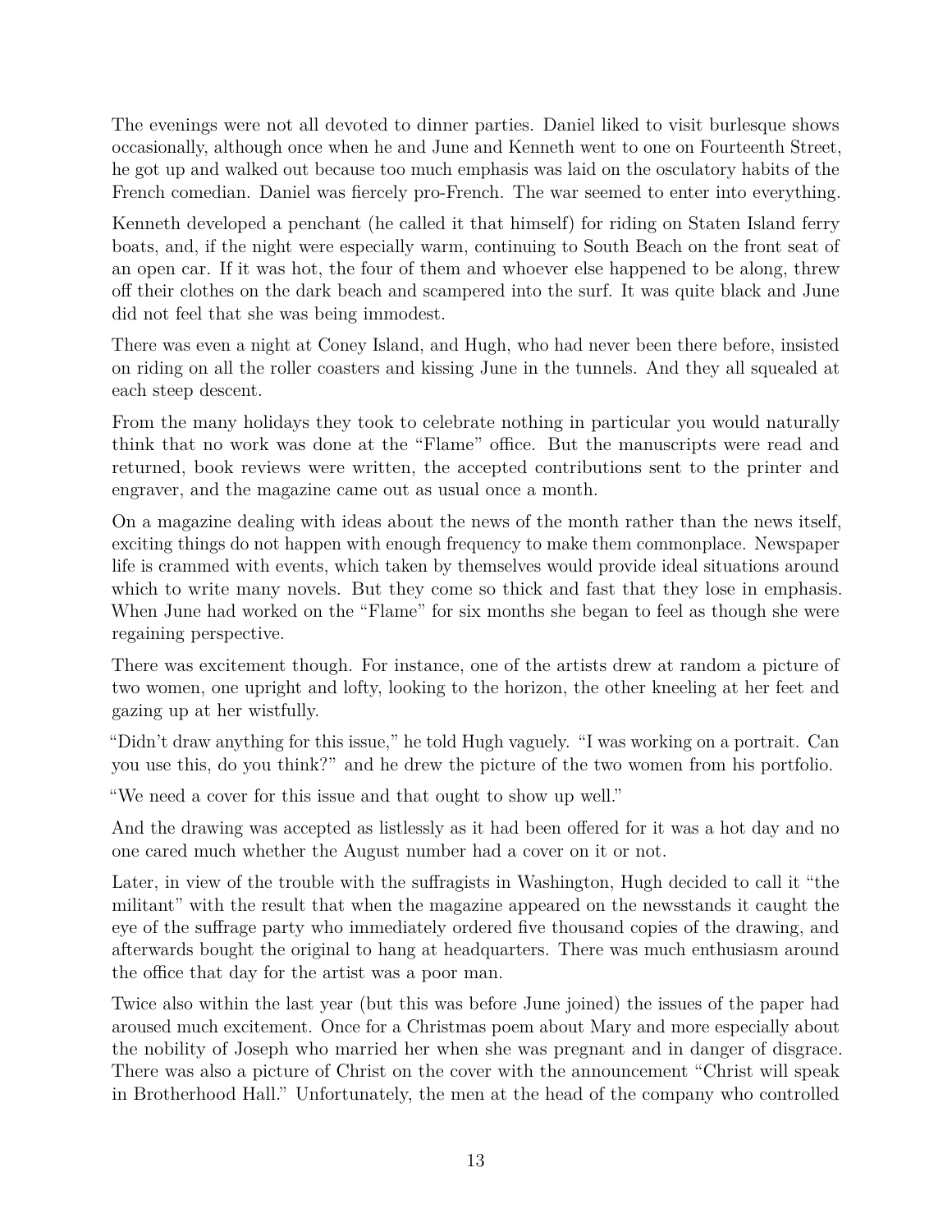The evenings were not all devoted to dinner parties. Daniel liked to visit burlesque shows occasionally, although once when he and June and Kenneth went to one on Fourteenth Street, he got up and walked out because too much emphasis was laid on the osculatory habits of the French comedian. Daniel was fiercely pro-French. The war seemed to enter into everything.

Kenneth developed a penchant (he called it that himself) for riding on Staten Island ferry boats, and, if the night were especially warm, continuing to South Beach on the front seat of an open car. If it was hot, the four of them and whoever else happened to be along, threw off their clothes on the dark beach and scampered into the surf. It was quite black and June did not feel that she was being immodest.

There was even a night at Coney Island, and Hugh, who had never been there before, insisted on riding on all the roller coasters and kissing June in the tunnels. And they all squealed at each steep descent.

From the many holidays they took to celebrate nothing in particular you would naturally think that no work was done at the "Flame" office. But the manuscripts were read and returned, book reviews were written, the accepted contributions sent to the printer and engraver, and the magazine came out as usual once a month.

On a magazine dealing with ideas about the news of the month rather than the news itself, exciting things do not happen with enough frequency to make them commonplace. Newspaper life is crammed with events, which taken by themselves would provide ideal situations around which to write many novels. But they come so thick and fast that they lose in emphasis. When June had worked on the "Flame" for six months she began to feel as though she were regaining perspective.

There was excitement though. For instance, one of the artists drew at random a picture of two women, one upright and lofty, looking to the horizon, the other kneeling at her feet and gazing up at her wistfully.

"Didn't draw anything for this issue," he told Hugh vaguely. "I was working on a portrait. Can you use this, do you think?" and he drew the picture of the two women from his portfolio.

"We need a cover for this issue and that ought to show up well."

And the drawing was accepted as listlessly as it had been offered for it was a hot day and no one cared much whether the August number had a cover on it or not.

Later, in view of the trouble with the suffragists in Washington, Hugh decided to call it "the militant" with the result that when the magazine appeared on the newsstands it caught the eye of the suffrage party who immediately ordered five thousand copies of the drawing, and afterwards bought the original to hang at headquarters. There was much enthusiasm around the office that day for the artist was a poor man.

Twice also within the last year (but this was before June joined) the issues of the paper had aroused much excitement. Once for a Christmas poem about Mary and more especially about the nobility of Joseph who married her when she was pregnant and in danger of disgrace. There was also a picture of Christ on the cover with the announcement "Christ will speak in Brotherhood Hall." Unfortunately, the men at the head of the company who controlled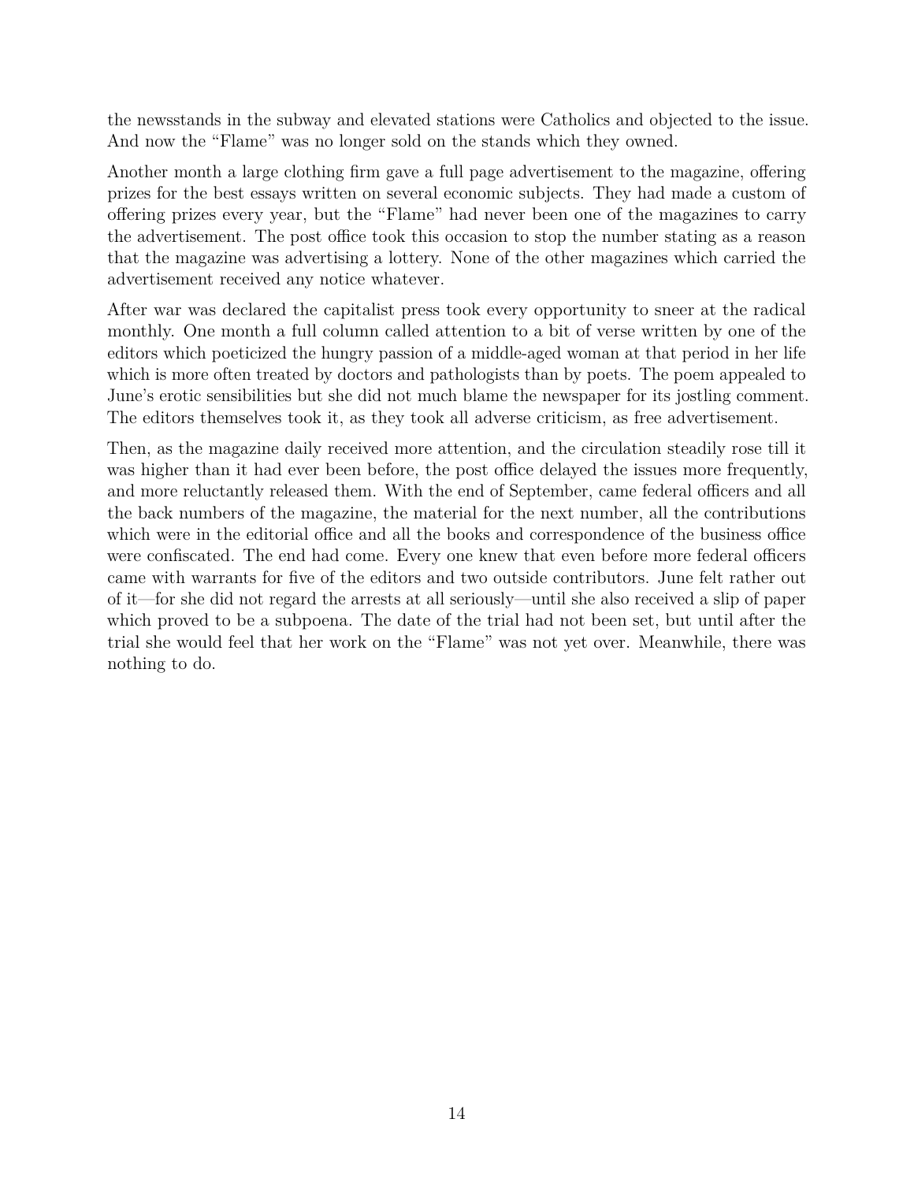the newsstands in the subway and elevated stations were Catholics and objected to the issue. And now the “Flame” was no longer sold on the stands which they owned.

Another month a large clothing firm gave a full page advertisement to the magazine, offering prizes for the best essays written on several economic subjects. They had made a custom of offering prizes every year, but the “Flame” had never been one of the magazines to carry the advertisement. The post office took this occasion to stop the number stating as a reason that the magazine was advertising a lottery. None of the other magazines which carried the advertisement received any notice whatever.

After war was declared the capitalist press took every opportunity to sneer at the radical monthly. One month a full column called attention to a bit of verse written by one of the editors which poeticized the hungry passion of a middle-aged woman at that period in her life which is more often treated by doctors and pathologists than by poets. The poem appealed to June’s erotic sensibilities but she did not much blame the newspaper for its jostling comment. The editors themselves took it, as they took all adverse criticism, as free advertisement.

Then, as the magazine daily received more attention, and the circulation steadily rose till it was higher than it had ever been before, the post office delayed the issues more frequently, and more reluctantly released them. With the end of September, came federal officers and all the back numbers of the magazine, the material for the next number, all the contributions which were in the editorial office and all the books and correspondence of the business office were confiscated. The end had come. Every one knew that even before more federal officers came with warrants for five of the editors and two outside contributors. June felt rather out of it—for she did not regard the arrests at all seriously—until she also received a slip of paper which proved to be a subpoena. The date of the trial had not been set, but until after the trial she would feel that her work on the “Flame” was not yet over. Meanwhile, there was nothing to do.